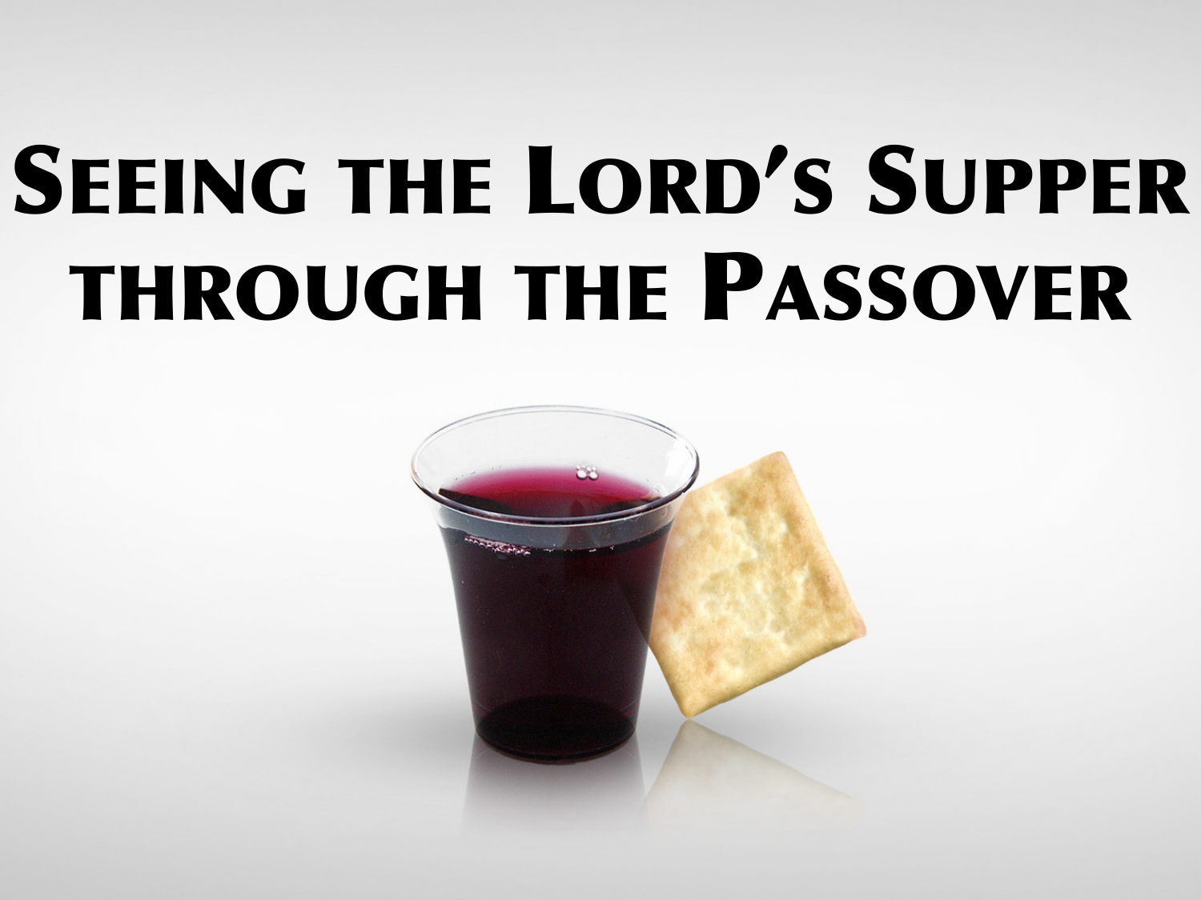# Seeing the Lord's Supper through the Passover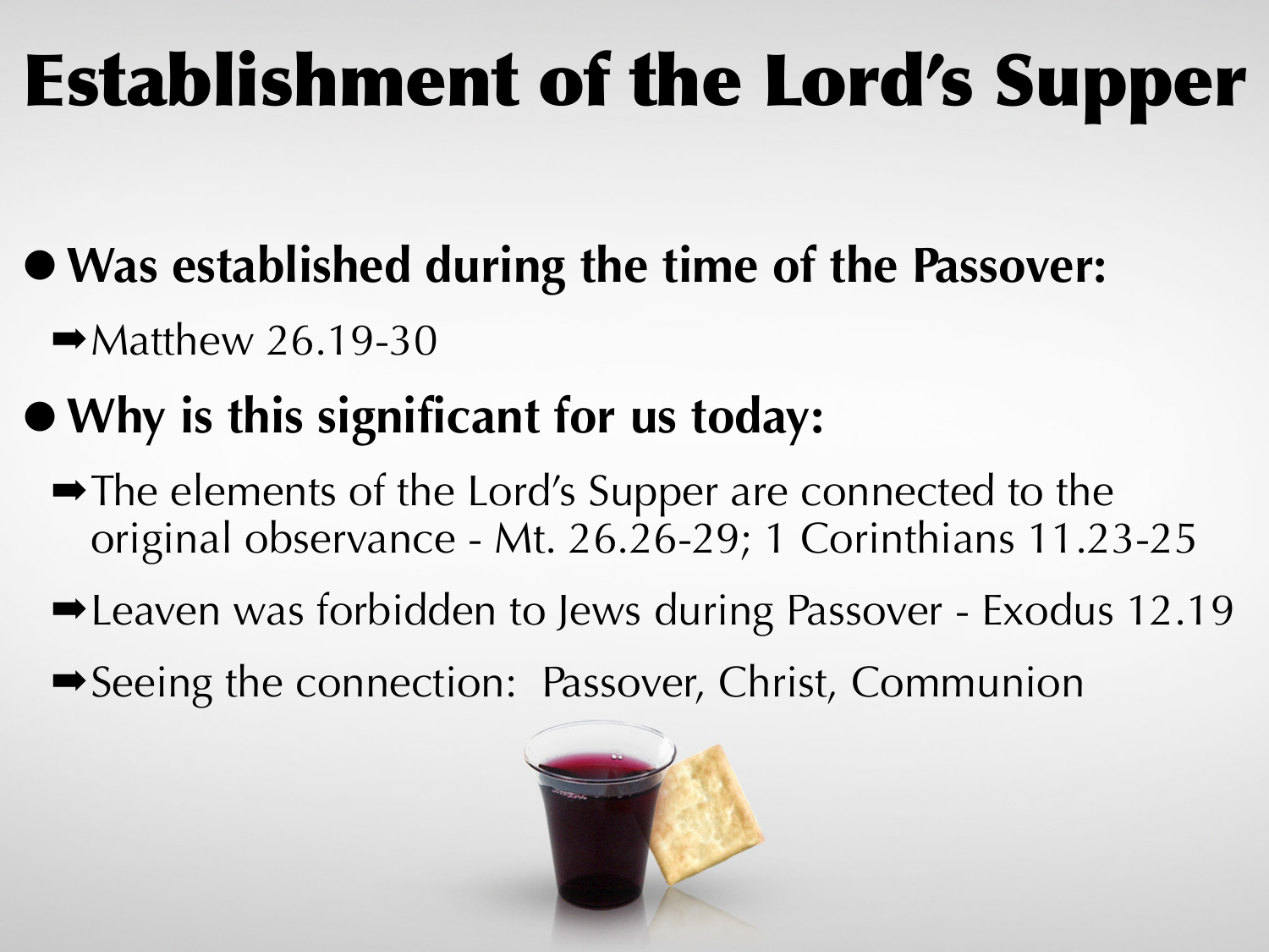# Establishment of the Lord's Supper

- **Was established during the time of the Passover:**
  - ➡Matthew 26.19-30
- **Why is this significant for us today:**
  - ➡The elements of the Lord's Supper are connected to the original observance - Mt. 26.26-29; 1 Corinthians 11.23-25
  - ➡Leaven was forbidden to Jews during Passover - Exodus 12.19
  - ➡Seeing the connection: Passover, Christ, Communion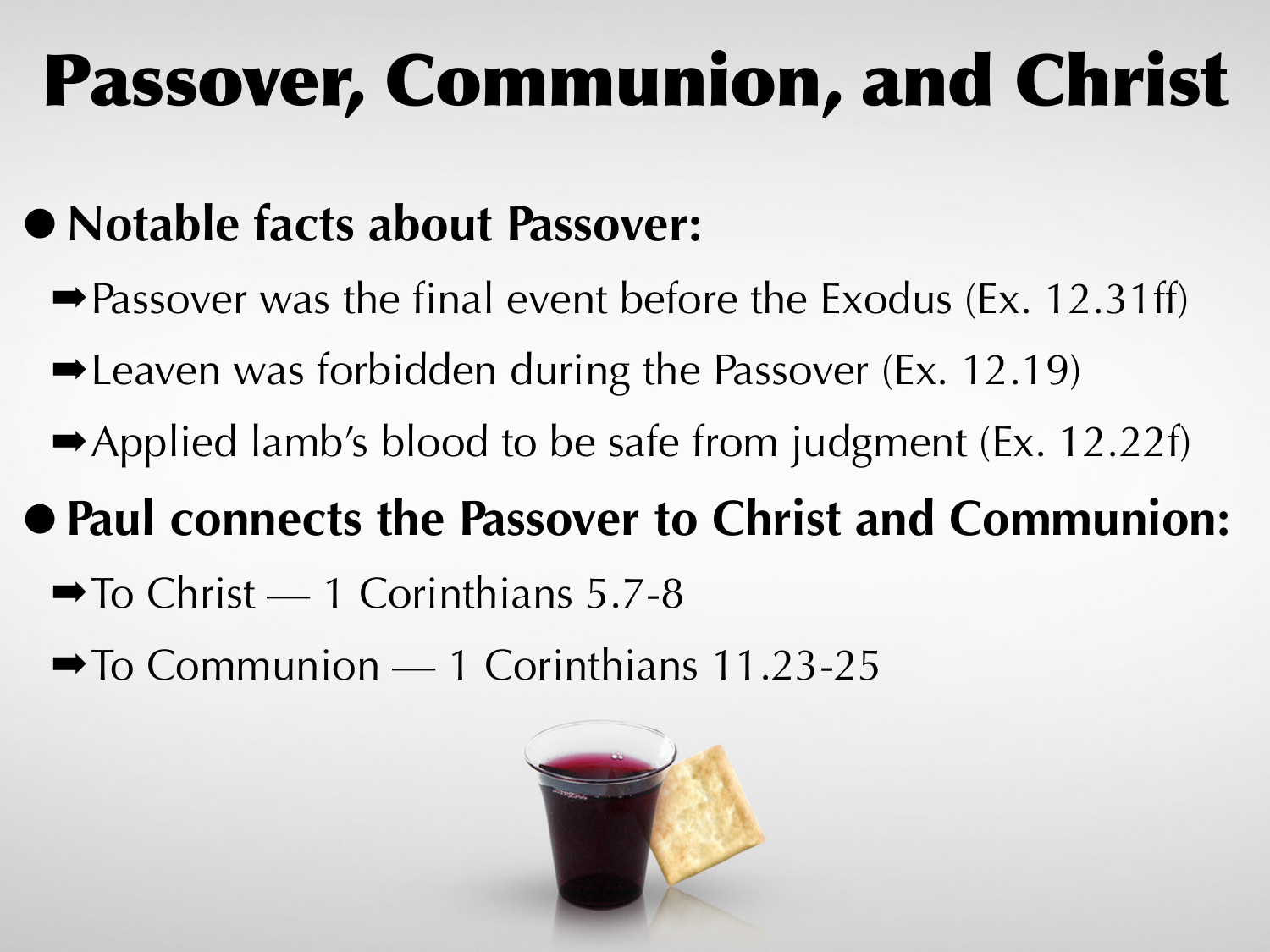# Passover, Communion, and Christ

- **Notable facts about Passover:**
  - ➡Passover was the final event before the Exodus (Ex. 12.31ff)
  - ➡Leaven was forbidden during the Passover (Ex. 12.19)
  - ➡Applied lamb's blood to be safe from judgment (Ex. 12.22f)
- **Paul connects the Passover to Christ and Communion:**
  - ➡To Christ — 1 Corinthians 5.7-8
  - ➡To Communion — 1 Corinthians 11.23-25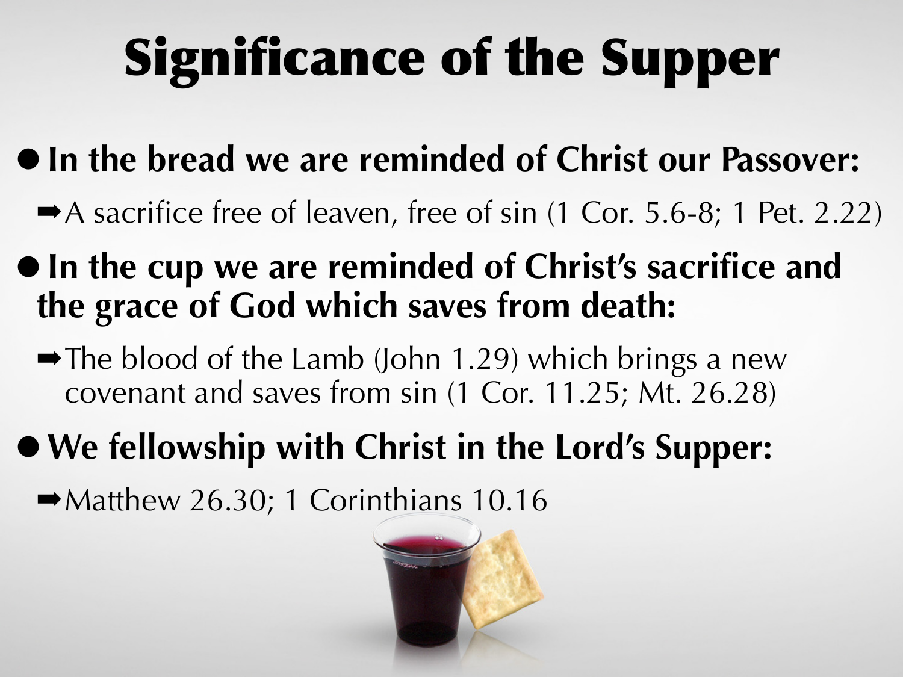# Significance of the Supper

- **In the bread we are reminded of Christ our Passover:**
  - ➡A sacrifice free of leaven, free of sin (1 Cor. 5.6-8; 1 Pet. 2.22)
- **In the cup we are reminded of Christ's sacrifice and the grace of God which saves from death:**
  - ➡The blood of the Lamb (John 1.29) which brings a new covenant and saves from sin (1 Cor. 11.25; Mt. 26.28)
- **We fellowship with Christ in the Lord's Supper:**
  - ➡Matthew 26.30; 1 Corinthians 10.16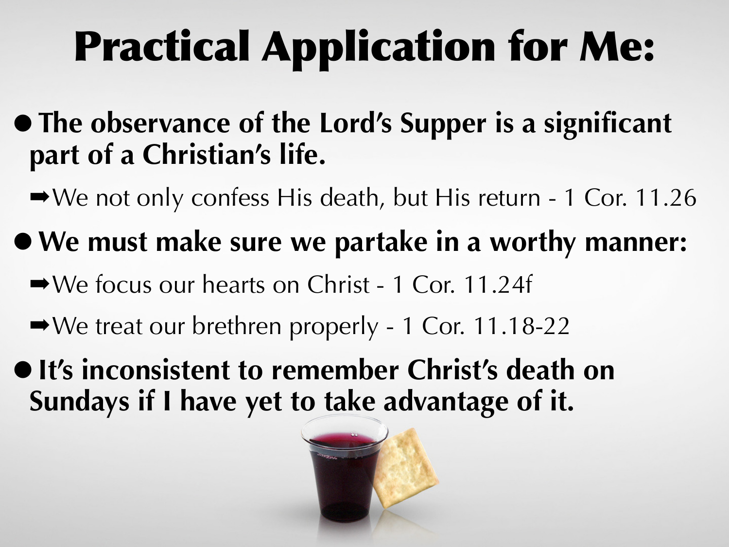# Practical Application for Me:

- **The observance of the Lord's Supper is a significant part of a Christian's life.**
  - ➡We not only confess His death, but His return - 1 Cor. 11.26
- **We must make sure we partake in a worthy manner:**
  - ➡We focus our hearts on Christ - 1 Cor. 11.24f
  - ➡We treat our brethren properly - 1 Cor. 11.18-22
- **It's inconsistent to remember Christ's death on Sundays if I have yet to take advantage of it.**